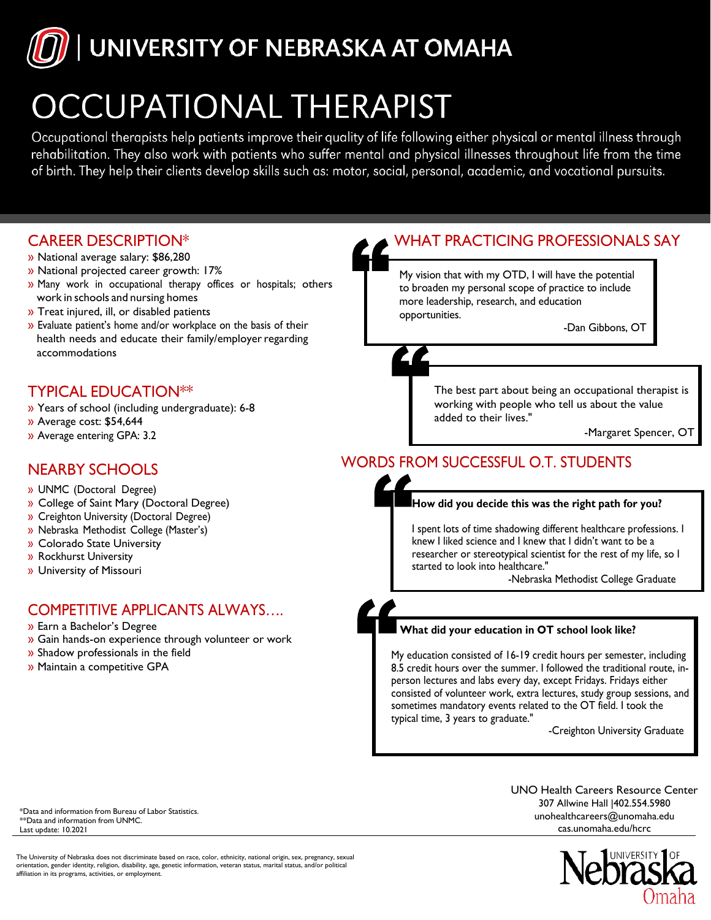# UNIVERSITY OF NEBRASKA AT OMAHA

# OCCUPATIONAL THERAPIST

Occupational therapists help patients improve their quality of life following either physical or mental illness through rehabilitation. They also work with patients who suffer mental and physical illnesses throughout life from the time of birth. They help their clients develop skills such as: motor, social, personal, academic, and vocational pursuits.

## CAREER DESCRIPTION*

- National average salary: $86,280
- National projected career growth: 17%
- Many work in occupational therapy offices or hospitals; others work in schools and nursing homes
- Treat injured, ill, or disabled patients
- Evaluate patient's home and/or workplace on the basis of their health needs and educate their family/employer regarding accommodations

## TYPICAL EDUCATION**

- Years of school (including undergraduate): 6-8
- Average cost: $54,644
- Average entering GPA: 3.2

## NEARBY SCHOOLS

- UNMC (Doctoral Degree)
- College of Saint Mary (Doctoral Degree)
- Creighton University (Doctoral Degree)
- Nebraska Methodist College (Master's)
- Colorado State University
- Rockhurst University
- University of Missouri

## COMPETITIVE APPLICANTS ALWAYS….

- Earn a Bachelor's Degree
- Gain hands-on experience through volunteer or work
- Shadow professionals in the field
- Maintain a competitive GPA

## WHAT PRACTICING PROFESSIONALS SAY

> My vision that with my OTD, I will have the potential to broaden my personal scope of practice to include more leadership, research, and education opportunities.
>
> -Dan Gibbons, OT

> The best part about being an occupational therapist is working with people who tell us about the value added to their lives."
>
> -Margaret Spencer, OT

## WORDS FROM SUCCESSFUL O.T. STUDENTS

> **How did you decide this was the right path for you?**
>
> I spent lots of time shadowing different healthcare professions. I knew I liked science and I knew that I didn't want to be a researcher or stereotypical scientist for the rest of my life, so I started to look into healthcare."
>
> -Nebraska Methodist College Graduate

> **What did your education in OT school look like?**
>
> My education consisted of 16-19 credit hours per semester, including 8.5 credit hours over the summer. I followed the traditional route, in-person lectures and labs every day, except Fridays. Fridays either consisted of volunteer work, extra lectures, study group sessions, and sometimes mandatory events related to the OT field. I took the typical time, 3 years to graduate."
>
> -Creighton University Graduate

*Data and information from Bureau of Labor Statistics.
**Data and information from UNMC.
Last update: 10.2021

UNO Health Careers Resource Center
307 Allwine Hall |402.554.5980
unohealthcareers@unomaha.edu
cas.unomaha.edu/hcrc

The University of Nebraska does not discriminate based on race, color, ethnicity, national origin, sex, pregnancy, sexual orientation, gender identity, religion, disability, age, genetic information, veteran status, marital status, and/or political affiliation in its programs, activities, or employment.

University of Nebraska Omaha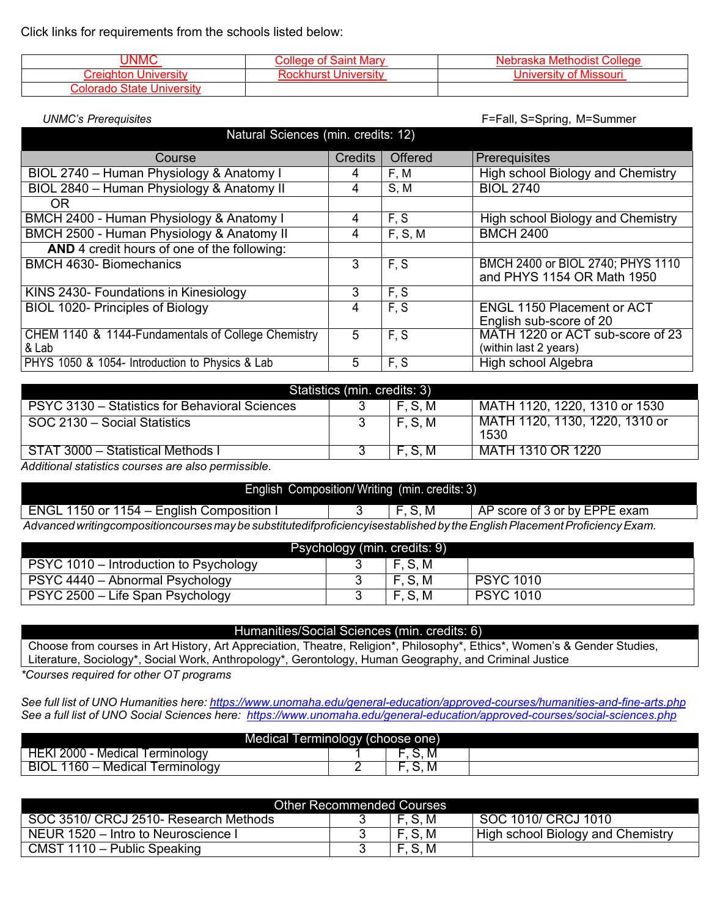Click links for requirements from the schools listed below:

| | | |
|---|---|---|
| UNMC | College of Saint Mary | Nebraska Methodist College |
| Creighton University | Rockhurst University | University of Missouri |
| Colorado State University | | |

*UNMC's Prerequisites* F=Fall, S=Spring, M=Summer

| Natural Sciences (min. credits: 12) | | | |
|---|---|---|---|
| Course | Credits | Offered | Prerequisites |
| BIOL 2740 – Human Physiology & Anatomy I | 4 | F, M | High school Biology and Chemistry |
| BIOL 2840 – Human Physiology & Anatomy II | 4 | S, M | BIOL 2740 |
| OR | | | |
| BMCH 2400 - Human Physiology & Anatomy I | 4 | F, S | High school Biology and Chemistry |
| BMCH 2500 - Human Physiology & Anatomy II | 4 | F, S, M | BMCH 2400 |
| **AND** 4 credit hours of one of the following: | | | |
| BMCH 4630- Biomechanics | 3 | F, S | BMCH 2400 or BIOL 2740; PHYS 1110 and PHYS 1154 OR Math 1950 |
| KINS 2430- Foundations in Kinesiology | 3 | F, S | |
| BIOL 1020- Principles of Biology | 4 | F, S | ENGL 1150 Placement or ACT English sub-score of 20 |
| CHEM 1140 & 1144-Fundamentals of College Chemistry & Lab | 5 | F, S | MATH 1220 or ACT sub-score of 23 (within last 2 years) |
| PHYS 1050 & 1054- Introduction to Physics & Lab | 5 | F, S | High school Algebra |

| Statistics (min. credits: 3) | | | |
|---|---|---|---|
| PSYC 3130 – Statistics for Behavioral Sciences | 3 | F, S, M | MATH 1120, 1220, 1310 or 1530 |
| SOC 2130 – Social Statistics | 3 | F, S, M | MATH 1120, 1130, 1220, 1310 or 1530 |
| STAT 3000 – Statistical Methods I | 3 | F, S, M | MATH 1310 OR 1220 |

*Additional statistics courses are also permissible.*

| English Composition/Writing (min. credits: 3) | | | |
|---|---|---|---|
| ENGL 1150 or 1154 – English Composition I | 3 | F, S, M | AP score of 3 or by EPPE exam |

*Advanced writing composition courses may be substituted if proficiency is established by the English Placement Proficiency Exam.*

| Psychology (min. credits: 9) | | | |
|---|---|---|---|
| PSYC 1010 – Introduction to Psychology | 3 | F, S, M | |
| PSYC 4440 – Abnormal Psychology | 3 | F, S, M | PSYC 1010 |
| PSYC 2500 – Life Span Psychology | 3 | F, S, M | PSYC 1010 |

| Humanities/Social Sciences (min. credits: 6) |
|---|
| Choose from courses in Art History, Art Appreciation, Theatre, Religion*, Philosophy*, Ethics*, Women's & Gender Studies, Literature, Sociology*, Social Work, Anthropology*, Gerontology, Human Geography, and Criminal Justice |

*\*Courses required for other OT programs*

*See full list of UNO Humanities here:* https://www.unomaha.edu/general-education/approved-courses/humanities-and-fine-arts.php
*See a full list of UNO Social Sciences here:* https://www.unomaha.edu/general-education/approved-courses/social-sciences.php

| Medical Terminology (choose one) | | | |
|---|---|---|---|
| HEKI 2000 - Medical Terminology | 1 | F, S, M | |
| BIOL 1160 – Medical Terminology | 2 | F, S, M | |

| Other Recommended Courses | | | |
|---|---|---|---|
| SOC 3510/ CRCJ 2510- Research Methods | 3 | F, S, M | SOC 1010/ CRCJ 1010 |
| NEUR 1520 – Intro to Neuroscience I | 3 | F, S, M | High school Biology and Chemistry |
| CMST 1110 – Public Speaking | 3 | F, S, M | |